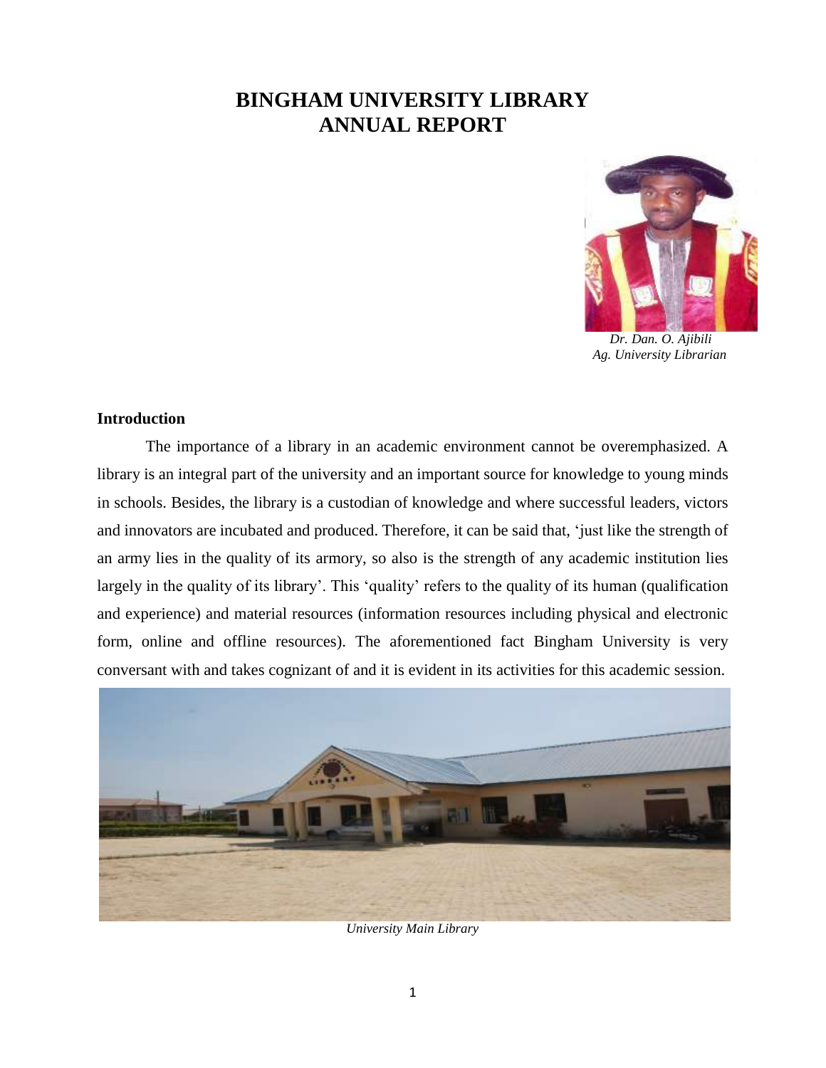# BINGHAM UNIVERSITY LIBRARY ANNUAL REPORT

*Dr. Dan. O. Ajibili*
*Ag. University Librarian*

## Introduction

The importance of a library in an academic environment cannot be overemphasized. A library is an integral part of the university and an important source for knowledge to young minds in schools. Besides, the library is a custodian of knowledge and where successful leaders, victors and innovators are incubated and produced. Therefore, it can be said that, 'just like the strength of an army lies in the quality of its armory, so also is the strength of any academic institution lies largely in the quality of its library'. This 'quality' refers to the quality of its human (qualification and experience) and material resources (information resources including physical and electronic form, online and offline resources). The aforementioned fact Bingham University is very conversant with and takes cognizant of and it is evident in its activities for this academic session.

*University Main Library*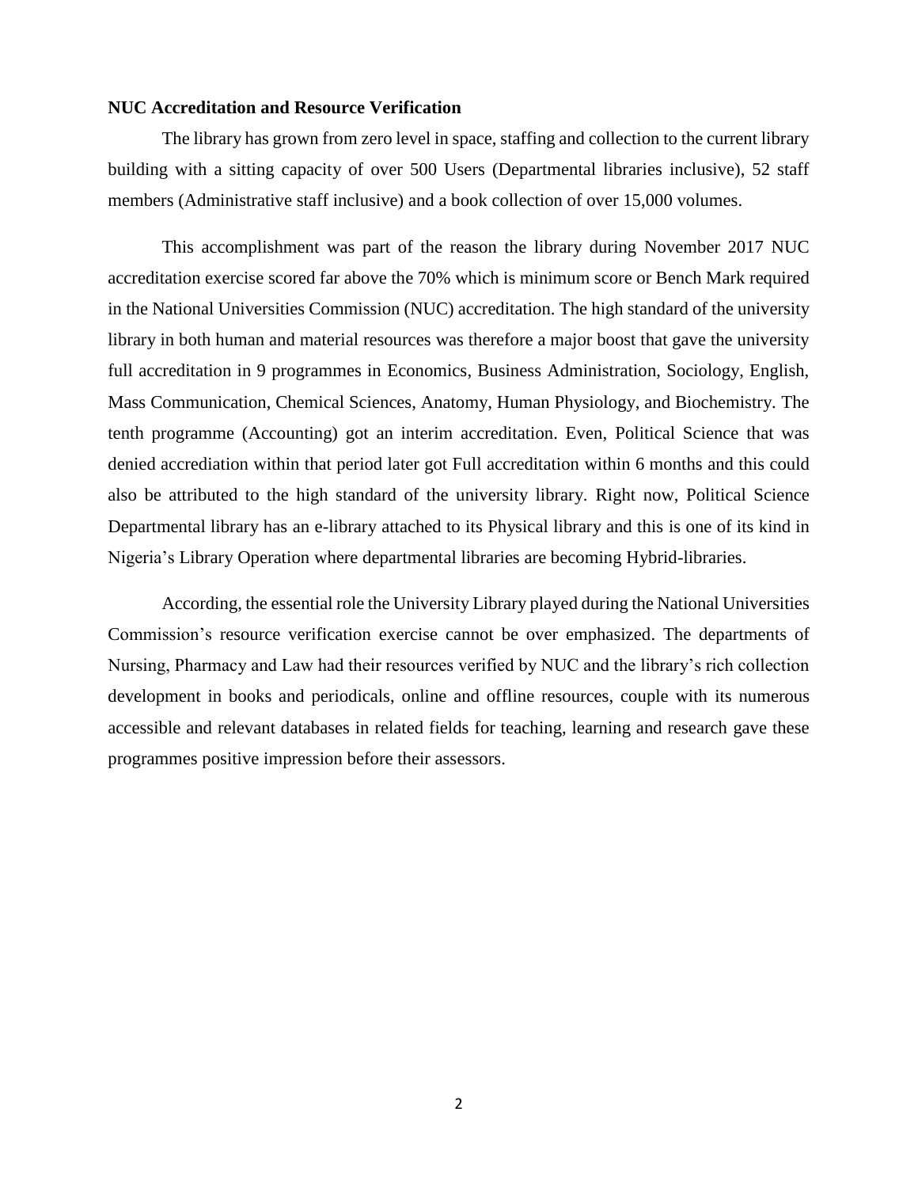**NUC Accreditation and Resource Verification**

The library has grown from zero level in space, staffing and collection to the current library building with a sitting capacity of over 500 Users (Departmental libraries inclusive), 52 staff members (Administrative staff inclusive) and a book collection of over 15,000 volumes.

This accomplishment was part of the reason the library during November 2017 NUC accreditation exercise scored far above the 70% which is minimum score or Bench Mark required in the National Universities Commission (NUC) accreditation. The high standard of the university library in both human and material resources was therefore a major boost that gave the university full accreditation in 9 programmes in Economics, Business Administration, Sociology, English, Mass Communication, Chemical Sciences, Anatomy, Human Physiology, and Biochemistry. The tenth programme (Accounting) got an interim accreditation. Even, Political Science that was denied accrediation within that period later got Full accreditation within 6 months and this could also be attributed to the high standard of the university library. Right now, Political Science Departmental library has an e-library attached to its Physical library and this is one of its kind in Nigeria's Library Operation where departmental libraries are becoming Hybrid-libraries.

According, the essential role the University Library played during the National Universities Commission's resource verification exercise cannot be over emphasized. The departments of Nursing, Pharmacy and Law had their resources verified by NUC and the library's rich collection development in books and periodicals, online and offline resources, couple with its numerous accessible and relevant databases in related fields for teaching, learning and research gave these programmes positive impression before their assessors.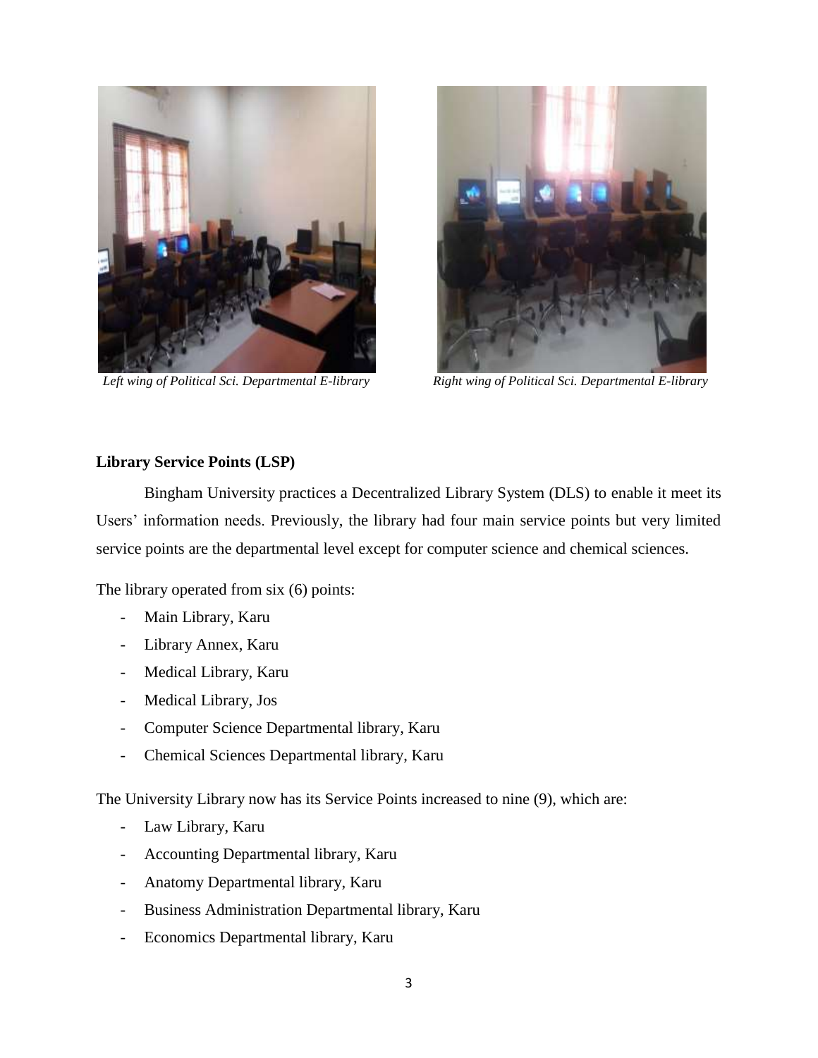*Left wing of Political Sci. Departmental E-library*

*Right wing of Political Sci. Departmental E-library*

**Library Service Points (LSP)**

Bingham University practices a Decentralized Library System (DLS) to enable it meet its Users' information needs. Previously, the library had four main service points but very limited service points are the departmental level except for computer science and chemical sciences.

The library operated from six (6) points:

- Main Library, Karu
- Library Annex, Karu
- Medical Library, Karu
- Medical Library, Jos
- Computer Science Departmental library, Karu
- Chemical Sciences Departmental library, Karu

The University Library now has its Service Points increased to nine (9), which are:

- Law Library, Karu
- Accounting Departmental library, Karu
- Anatomy Departmental library, Karu
- Business Administration Departmental library, Karu
- Economics Departmental library, Karu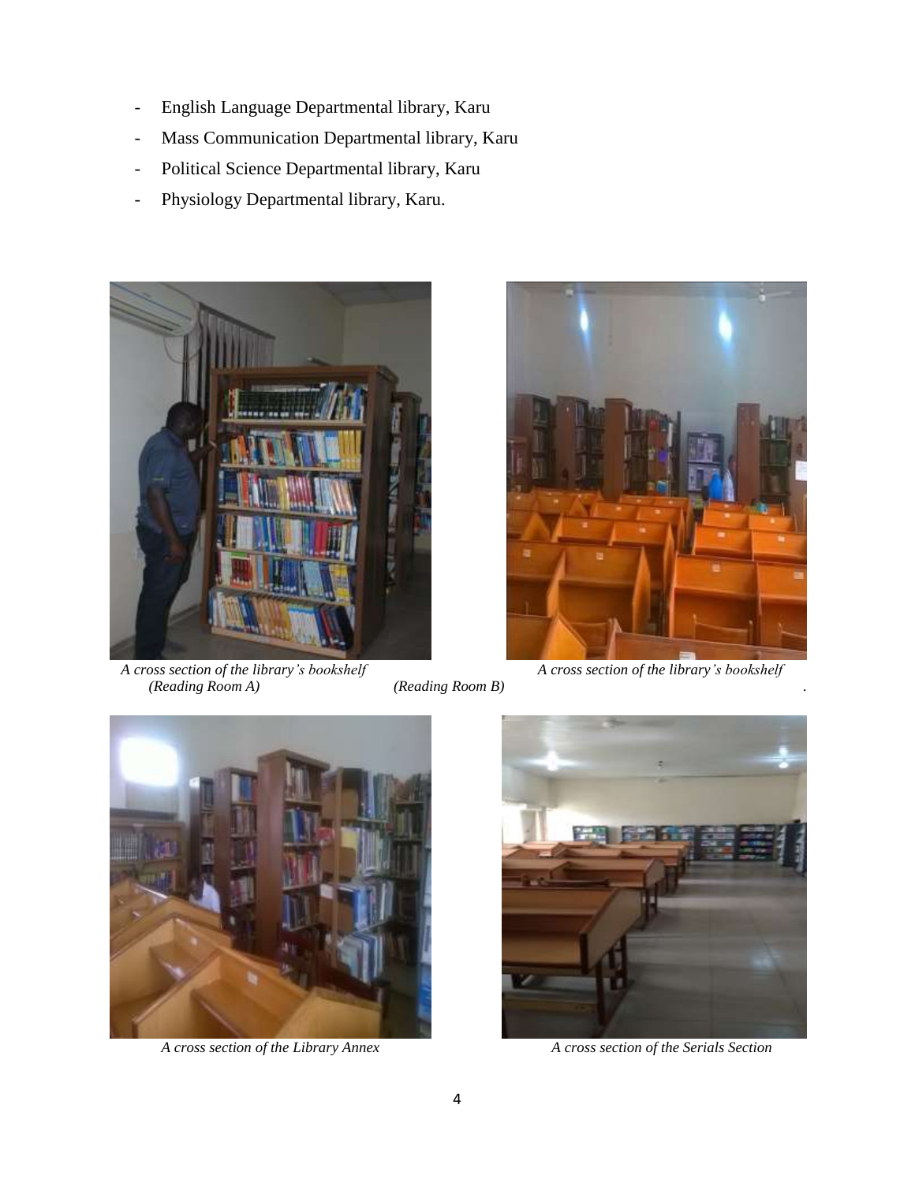- English Language Departmental library, Karu
- Mass Communication Departmental library, Karu
- Political Science Departmental library, Karu
- Physiology Departmental library, Karu.

*A cross section of the library's bookshelf (Reading Room A)*

*A cross section of the library's bookshelf (Reading Room B)*

*A cross section of the Library Annex*

*A cross section of the Serials Section*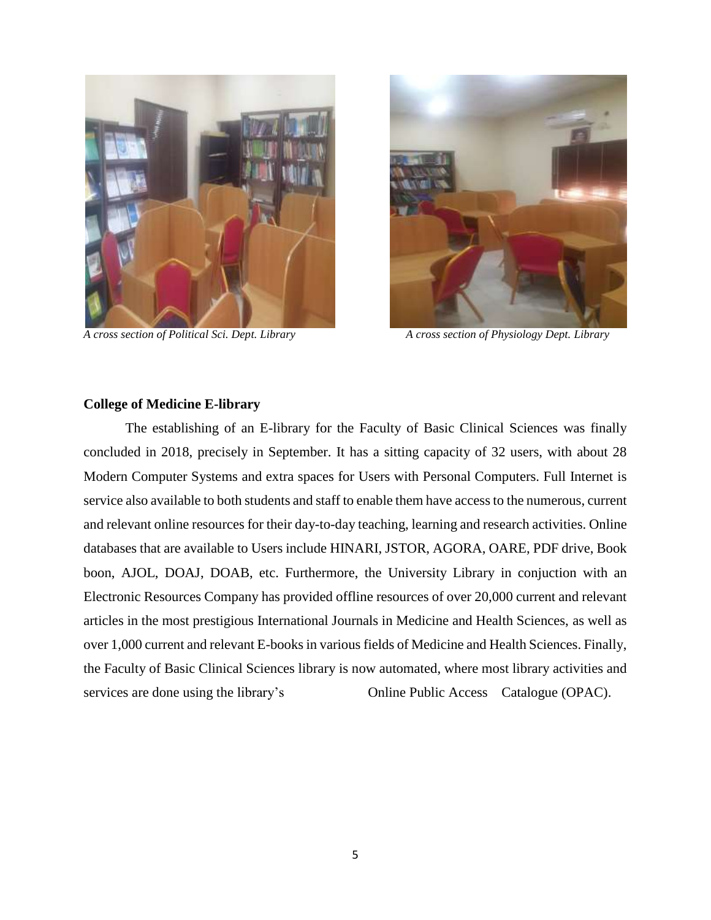*A cross section of Political Sci. Dept. Library*

*A cross section of Physiology Dept. Library*

**College of Medicine E-library**

The establishing of an E-library for the Faculty of Basic Clinical Sciences was finally concluded in 2018, precisely in September. It has a sitting capacity of 32 users, with about 28 Modern Computer Systems and extra spaces for Users with Personal Computers. Full Internet is service also available to both students and staff to enable them have access to the numerous, current and relevant online resources for their day-to-day teaching, learning and research activities. Online databases that are available to Users include HINARI, JSTOR, AGORA, OARE, PDF drive, Book boon, AJOL, DOAJ, DOAB, etc. Furthermore, the University Library in conjuction with an Electronic Resources Company has provided offline resources of over 20,000 current and relevant articles in the most prestigious International Journals in Medicine and Health Sciences, as well as over 1,000 current and relevant E-books in various fields of Medicine and Health Sciences. Finally, the Faculty of Basic Clinical Sciences library is now automated, where most library activities and services are done using the library's Online Public Access Catalogue (OPAC).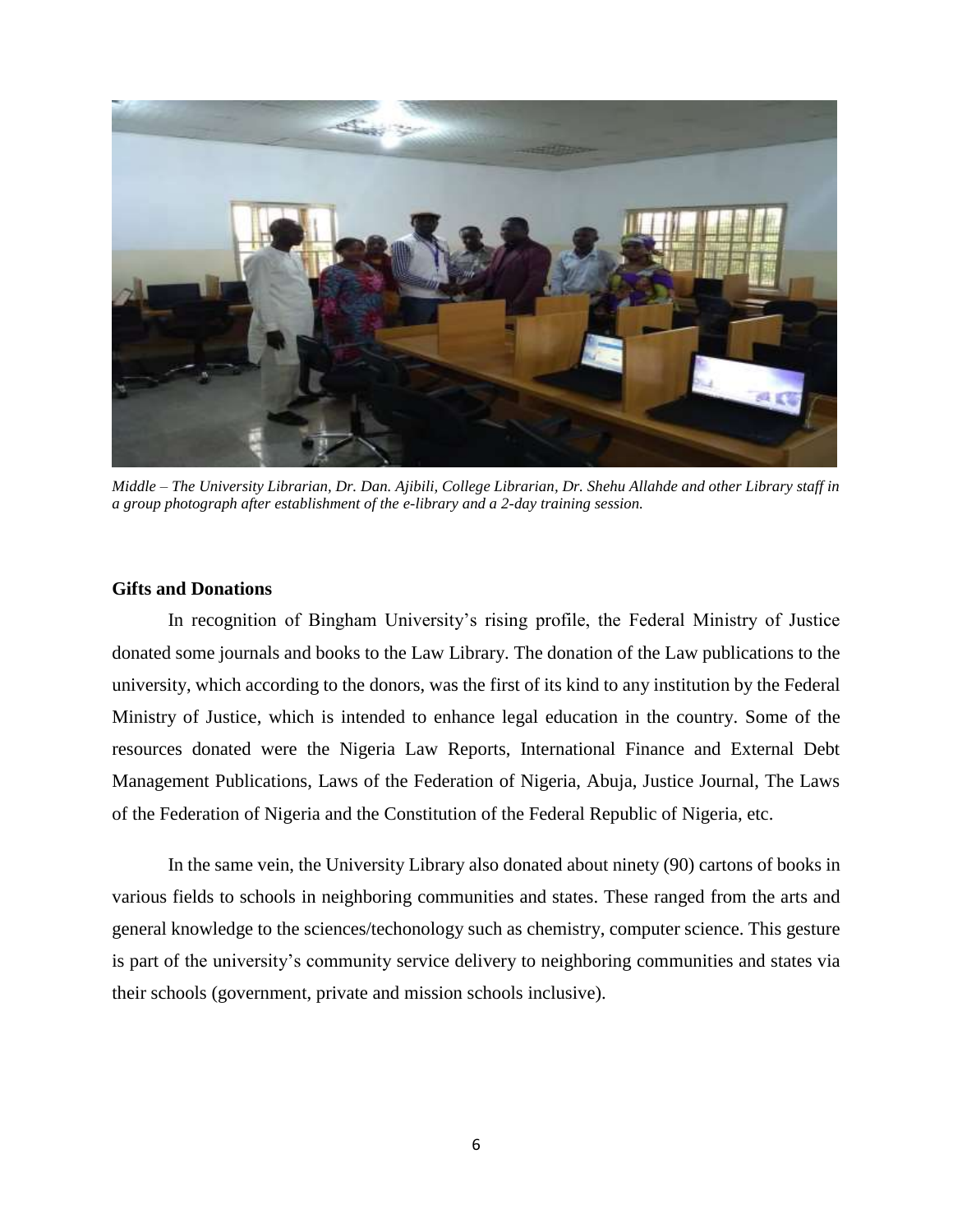*Middle – The University Librarian, Dr. Dan. Ajibili, College Librarian, Dr. Shehu Allahde and other Library staff in a group photograph after establishment of the e-library and a 2-day training session.*

### Gifts and Donations

In recognition of Bingham University's rising profile, the Federal Ministry of Justice donated some journals and books to the Law Library. The donation of the Law publications to the university, which according to the donors, was the first of its kind to any institution by the Federal Ministry of Justice, which is intended to enhance legal education in the country. Some of the resources donated were the Nigeria Law Reports, International Finance and External Debt Management Publications, Laws of the Federation of Nigeria, Abuja, Justice Journal, The Laws of the Federation of Nigeria and the Constitution of the Federal Republic of Nigeria, etc.

In the same vein, the University Library also donated about ninety (90) cartons of books in various fields to schools in neighboring communities and states. These ranged from the arts and general knowledge to the sciences/techonology such as chemistry, computer science. This gesture is part of the university's community service delivery to neighboring communities and states via their schools (government, private and mission schools inclusive).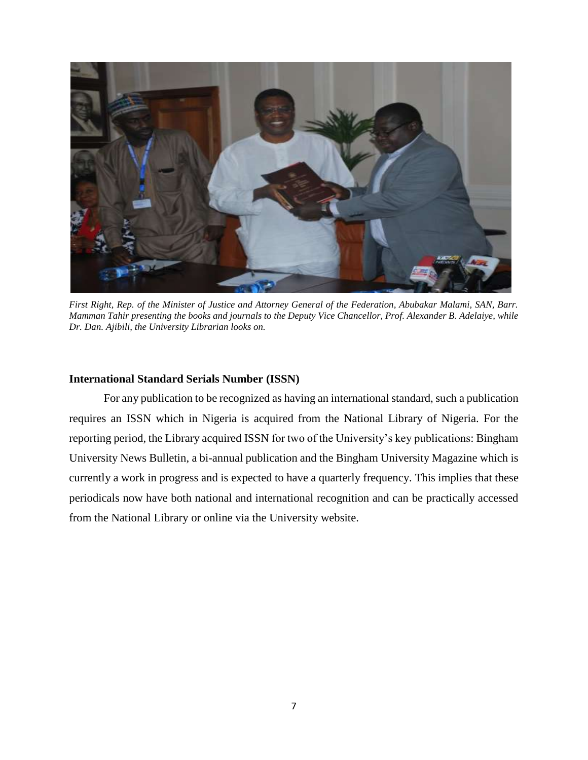*First Right, Rep. of the Minister of Justice and Attorney General of the Federation, Abubakar Malami, SAN, Barr. Mamman Tahir presenting the books and journals to the Deputy Vice Chancellor, Prof. Alexander B. Adelaiye, while Dr. Dan. Ajibili, the University Librarian looks on.*

### International Standard Serials Number (ISSN)

For any publication to be recognized as having an international standard, such a publication requires an ISSN which in Nigeria is acquired from the National Library of Nigeria. For the reporting period, the Library acquired ISSN for two of the University's key publications: Bingham University News Bulletin, a bi-annual publication and the Bingham University Magazine which is currently a work in progress and is expected to have a quarterly frequency. This implies that these periodicals now have both national and international recognition and can be practically accessed from the National Library or online via the University website.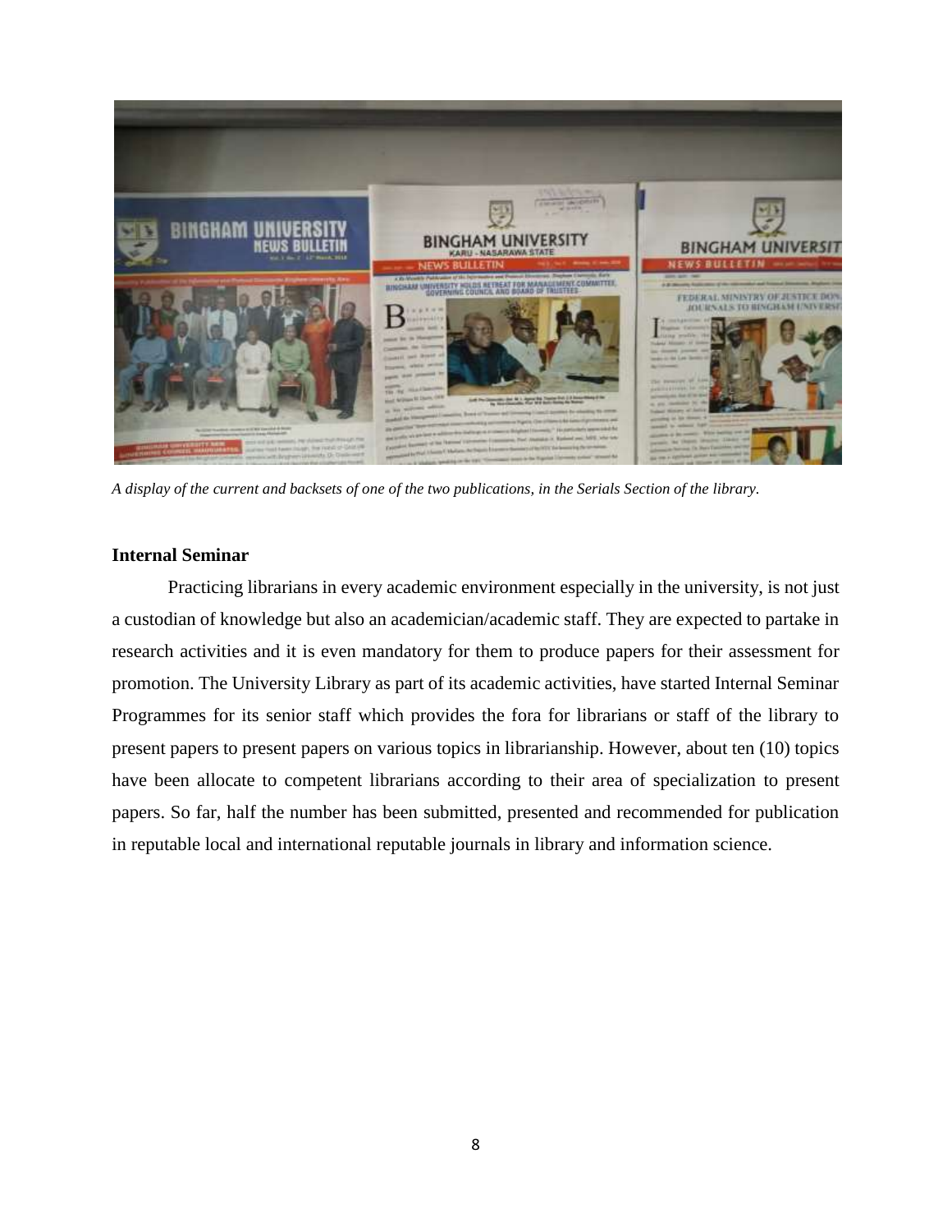*A display of the current and backsets of one of the two publications, in the Serials Section of the library.*

### Internal Seminar

Practicing librarians in every academic environment especially in the university, is not just a custodian of knowledge but also an academician/academic staff. They are expected to partake in research activities and it is even mandatory for them to produce papers for their assessment for promotion. The University Library as part of its academic activities, have started Internal Seminar Programmes for its senior staff which provides the fora for librarians or staff of the library to present papers to present papers on various topics in librarianship. However, about ten (10) topics have been allocate to competent librarians according to their area of specialization to present papers. So far, half the number has been submitted, presented and recommended for publication in reputable local and international reputable journals in library and information science.